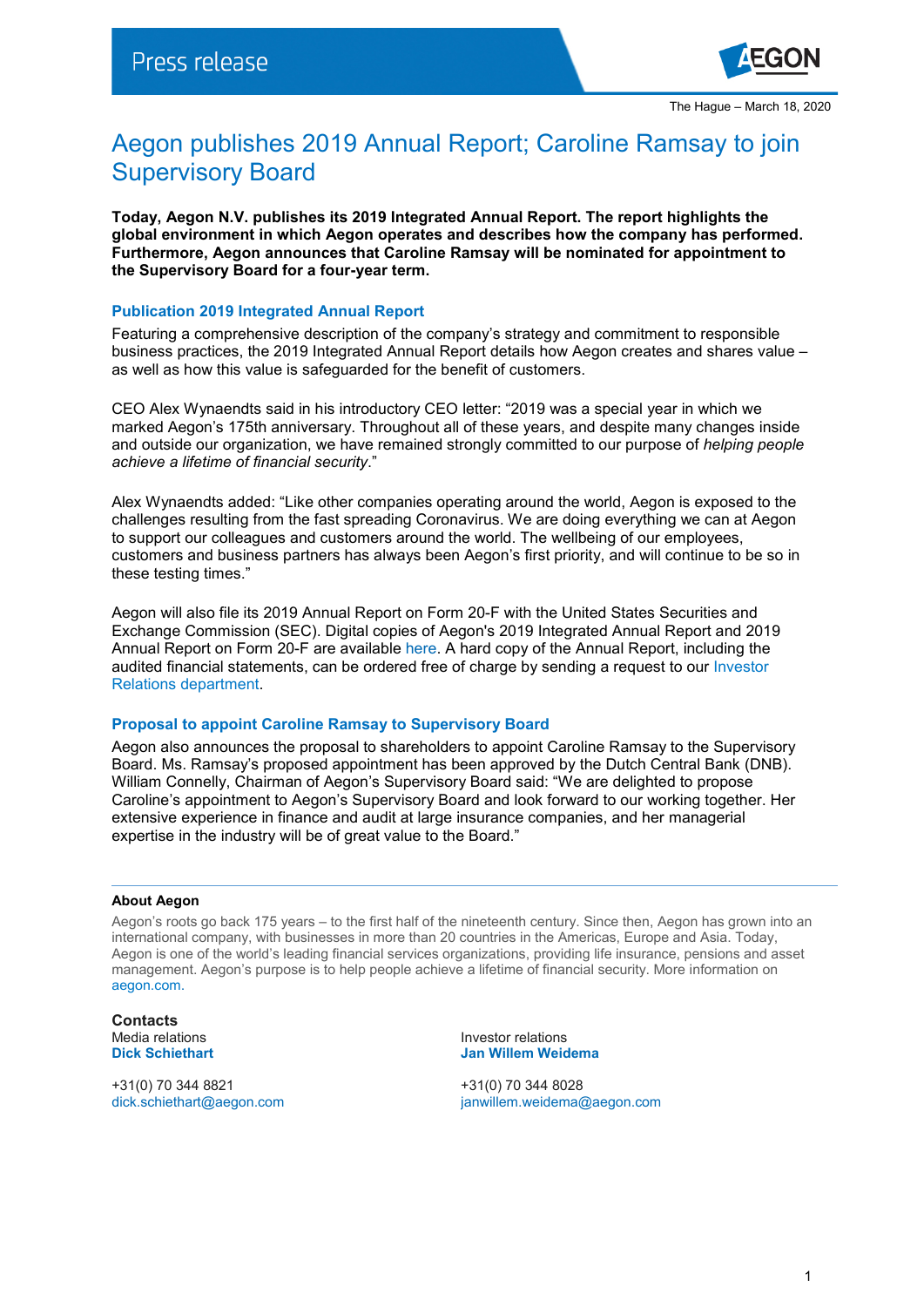Press release

The Hague – March 18, 2020

# Aegon publishes 2019 Annual Report; Caroline Ramsay to join Supervisory Board

**Today, Aegon N.V. publishes its 2019 Integrated Annual Report. The report highlights the global environment in which Aegon operates and describes how the company has performed. Furthermore, Aegon announces that Caroline Ramsay will be nominated for appointment to the Supervisory Board for a four-year term.**

## Publication 2019 Integrated Annual Report

Featuring a comprehensive description of the company's strategy and commitment to responsible business practices, the 2019 Integrated Annual Report details how Aegon creates and shares value – as well as how this value is safeguarded for the benefit of customers.

CEO Alex Wynaendts said in his introductory CEO letter: "2019 was a special year in which we marked Aegon's 175th anniversary. Throughout all of these years, and despite many changes inside and outside our organization, we have remained strongly committed to our purpose of *helping people achieve a lifetime of financial security*."

Alex Wynaendts added: "Like other companies operating around the world, Aegon is exposed to the challenges resulting from the fast spreading Coronavirus. We are doing everything we can at Aegon to support our colleagues and customers around the world. The wellbeing of our employees, customers and business partners has always been Aegon's first priority, and will continue to be so in these testing times."

Aegon will also file its 2019 Annual Report on Form 20-F with the United States Securities and Exchange Commission (SEC). Digital copies of Aegon's 2019 Integrated Annual Report and 2019 Annual Report on Form 20-F are available here. A hard copy of the Annual Report, including the audited financial statements, can be ordered free of charge by sending a request to our Investor Relations department.

## Proposal to appoint Caroline Ramsay to Supervisory Board

Aegon also announces the proposal to shareholders to appoint Caroline Ramsay to the Supervisory Board. Ms. Ramsay's proposed appointment has been approved by the Dutch Central Bank (DNB). William Connelly, Chairman of Aegon's Supervisory Board said: "We are delighted to propose Caroline's appointment to Aegon's Supervisory Board and look forward to our working together. Her extensive experience in finance and audit at large insurance companies, and her managerial expertise in the industry will be of great value to the Board."

---

**About Aegon**

Aegon's roots go back 175 years – to the first half of the nineteenth century. Since then, Aegon has grown into an international company, with businesses in more than 20 countries in the Americas, Europe and Asia. Today, Aegon is one of the world's leading financial services organizations, providing life insurance, pensions and asset management. Aegon's purpose is to help people achieve a lifetime of financial security. More information on aegon.com.

**Contacts**

Media relations
**Dick Schiethart**

+31(0) 70 344 8821
dick.schiethart@aegon.com

Investor relations
**Jan Willem Weidema**

+31(0) 70 344 8028
janwillem.weidema@aegon.com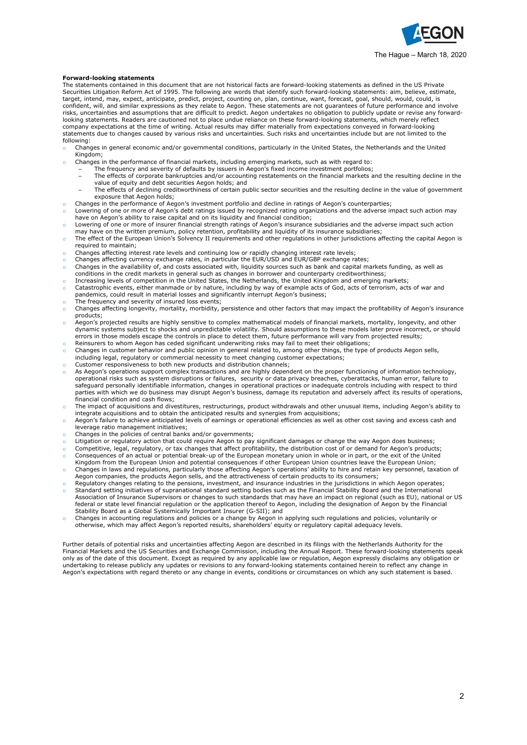**Forward-looking statements**

The statements contained in this document that are not historical facts are forward-looking statements as defined in the US Private Securities Litigation Reform Act of 1995. The following are words that identify such forward-looking statements: aim, believe, estimate, target, intend, may, expect, anticipate, predict, project, counting on, plan, continue, want, forecast, goal, should, would, could, is confident, will, and similar expressions as they relate to Aegon. These statements are not guarantees of future performance and involve risks, uncertainties and assumptions that are difficult to predict. Aegon undertakes no obligation to publicly update or revise any forward-looking statements. Readers are cautioned not to place undue reliance on these forward-looking statements, which merely reflect company expectations at the time of writing. Actual results may differ materially from expectations conveyed in forward-looking statements due to changes caused by various risks and uncertainties. Such risks and uncertainties include but are not limited to the following:

- Changes in general economic and/or governmental conditions, particularly in the United States, the Netherlands and the United Kingdom;
- Changes in the performance of financial markets, including emerging markets, such as with regard to:
  - The frequency and severity of defaults by issuers in Aegon's fixed income investment portfolios;
  - The effects of corporate bankruptcies and/or accounting restatements on the financial markets and the resulting decline in the value of equity and debt securities Aegon holds; and
  - The effects of declining creditworthiness of certain public sector securities and the resulting decline in the value of government exposure that Aegon holds;
- Changes in the performance of Aegon's investment portfolio and decline in ratings of Aegon's counterparties;
- Lowering of one or more of Aegon's debt ratings issued by recognized rating organizations and the adverse impact such action may have on Aegon's ability to raise capital and on its liquidity and financial condition;
- Lowering of one or more of insurer financial strength ratings of Aegon's insurance subsidiaries and the adverse impact such action may have on the written premium, policy retention, profitability and liquidity of its insurance subsidiaries;
- The effect of the European Union's Solvency II requirements and other regulations in other jurisdictions affecting the capital Aegon is required to maintain;
- Changes affecting interest rate levels and continuing low or rapidly changing interest rate levels;
- Changes affecting currency exchange rates, in particular the EUR/USD and EUR/GBP exchange rates;
- Changes in the availability of, and costs associated with, liquidity sources such as bank and capital markets funding, as well as conditions in the credit markets in general such as changes in borrower and counterparty creditworthiness;
- Increasing levels of competition in the United States, the Netherlands, the United Kingdom and emerging markets;
- Catastrophic events, either manmade or by nature, including by way of example acts of God, acts of terrorism, acts of war and pandemics, could result in material losses and significantly interrupt Aegon's business;
- The frequency and severity of insured loss events;
- Changes affecting longevity, mortality, morbidity, persistence and other factors that may impact the profitability of Aegon's insurance products;
- Aegon's projected results are highly sensitive to complex mathematical models of financial markets, mortality, longevity, and other dynamic systems subject to shocks and unpredictable volatility. Should assumptions to these models later prove incorrect, or should errors in those models escape the controls in place to detect them, future performance will vary from projected results;
- Reinsurers to whom Aegon has ceded significant underwriting risks may fail to meet their obligations;
- Changes in customer behavior and public opinion in general related to, among other things, the type of products Aegon sells, including legal, regulatory or commercial necessity to meet changing customer expectations;
- Customer responsiveness to both new products and distribution channels;
- As Aegon's operations support complex transactions and are highly dependent on the proper functioning of information technology, operational risks such as system disruptions or failures, security or data privacy breaches, cyberattacks, human error, failure to safeguard personally identifiable information, changes in operational practices or inadequate controls including with respect to third parties with which we do business may disrupt Aegon's business, damage its reputation and adversely affect its results of operations, financial condition and cash flows;
- The impact of acquisitions and divestitures, restructurings, product withdrawals and other unusual items, including Aegon's ability to integrate acquisitions and to obtain the anticipated results and synergies from acquisitions;
- Aegon's failure to achieve anticipated levels of earnings or operational efficiencies as well as other cost saving and excess cash and leverage ratio management initiatives;
- Changes in the policies of central banks and/or governments;
- Litigation or regulatory action that could require Aegon to pay significant damages or change the way Aegon does business;
- Competitive, legal, regulatory, or tax changes that affect profitability, the distribution cost of or demand for Aegon's products;
- Consequences of an actual or potential break-up of the European monetary union in whole or in part, or the exit of the United Kingdom from the European Union and potential consequences if other European Union countries leave the European Union;
- Changes in laws and regulations, particularly those affecting Aegon's operations' ability to hire and retain key personnel, taxation of Aegon companies, the products Aegon sells, and the attractiveness of certain products to its consumers;
- Regulatory changes relating to the pensions, investment, and insurance industries in the jurisdictions in which Aegon operates;
- Standard setting initiatives of supranational standard setting bodies such as the Financial Stability Board and the International Association of Insurance Supervisors or changes to such standards that may have an impact on regional (such as EU), national or US federal or state level financial regulation or the application thereof to Aegon, including the designation of Aegon by the Financial Stability Board as a Global Systemically Important Insurer (G-SII); and
- Changes in accounting regulations and policies or a change by Aegon in applying such regulations and policies, voluntarily or otherwise, which may affect Aegon's reported results, shareholders' equity or regulatory capital adequacy levels.

Further details of potential risks and uncertainties affecting Aegon are described in its filings with the Netherlands Authority for the Financial Markets and the US Securities and Exchange Commission, including the Annual Report. These forward-looking statements speak only as of the date of this document. Except as required by any applicable law or regulation, Aegon expressly disclaims any obligation or undertaking to release publicly any updates or revisions to any forward-looking statements contained herein to reflect any change in Aegon's expectations with regard thereto or any change in events, conditions or circumstances on which any such statement is based.